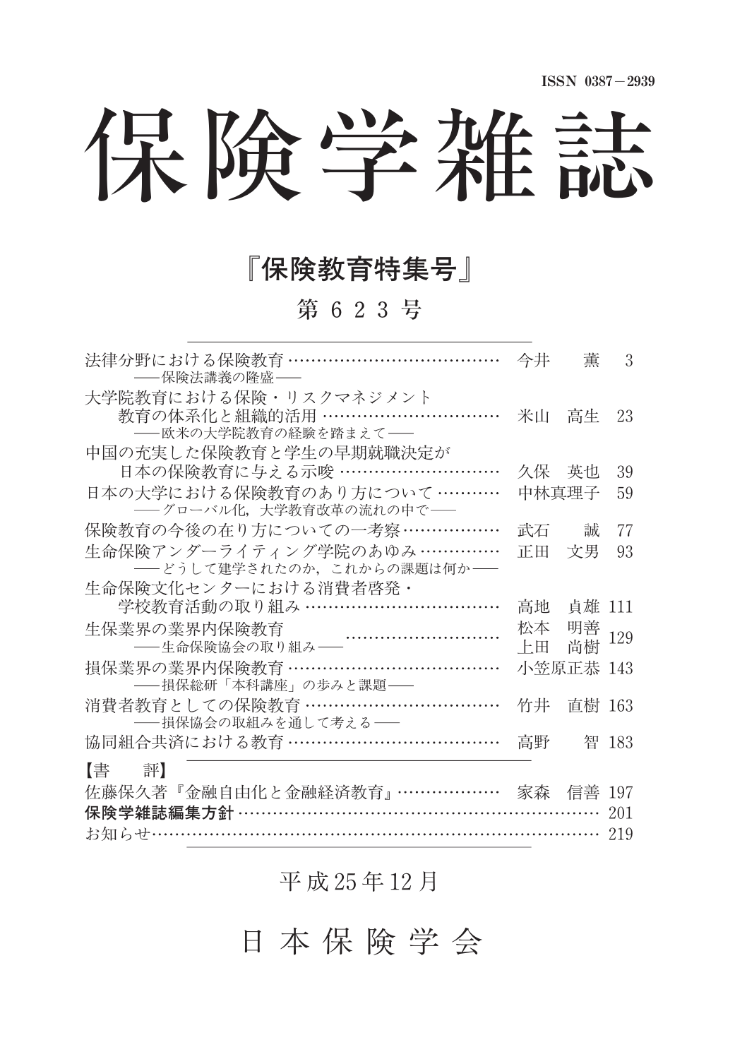ISSN 0387－2939

# 保険学雑誌

## 『保険教育特集号』

### 第 6 2 3 号

| | | |
|---|---|---|
| 法律分野における保険教育<br>――保険法講義の隆盛―― | 今井　薫 | 3 |
| 大学院教育における保険・リスクマネジメント教育の体系化と組織的活用<br>――欧米の大学院教育の経験を踏まえて―― | 米山　高生 | 23 |
| 中国の充実した保険教育と学生の早期就職決定が日本の保険教育に与える示唆 | 久保　英也 | 39 |
| 日本の大学における保険教育のあり方について<br>――グローバル化，大学教育改革の流れの中で―― | 中林真理子 | 59 |
| 保険教育の今後の在り方についての一考察 | 武石　誠 | 77 |
| 生命保険アンダーライティング学院のあゆみ<br>――どうして建学されたのか，これからの課題は何か―― | 正田　文男 | 93 |
| 生命保険文化センターにおける消費者啓発・学校教育活動の取り組み | 高地　貞雄 | 111 |
| 生保業界の業界内保険教育<br>――生命保険協会の取り組み―― | 松本　明善<br>上田　尚樹 | 129 |
| 損保業界の業界内保険教育<br>――損保総研「本科講座」の歩みと課題―― | 小笠原正恭 | 143 |
| 消費者教育としての保険教育<br>――損保協会の取組みを通して考える―― | 竹井　直樹 | 163 |
| 協同組合共済における教育 | 高野　智 | 183 |

【書　評】

| | | |
|---|---|---|
| 佐藤保久著『金融自由化と金融経済教育』 | 家森　信善 | 197 |
| **保険学雑誌編集方針** | | 201 |
| お知らせ | | 219 |

平成25年12月

日 本 保 険 学 会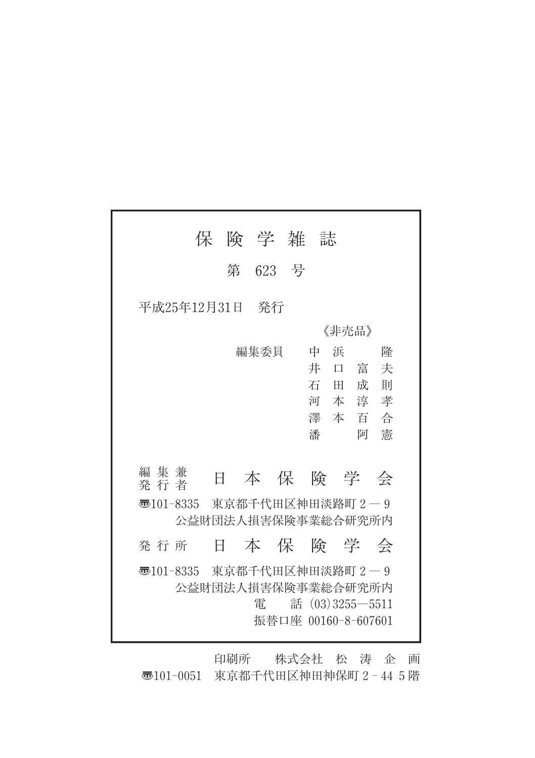# 保 険 学 雑 誌

第 623 号

平成25年12月31日　発行

《非売品》

編集委員　中　浜　　　隆
　　　　　井　口　富　夫
　　　　　石　田　成　則
　　　　　河　本　淳　孝
　　　　　澤　本　百　合
　　　　　潘　　　阿　憲

編集兼発行者　日 本 保 険 学 会

〒101-8335　東京都千代田区神田淡路町２―９
公益財団法人損害保険事業総合研究所内

発行所　日 本 保 険 学 会

〒101-8335　東京都千代田区神田淡路町２―９
公益財団法人損害保険事業総合研究所内
電　　話 (03)3255―5511
振替口座 00160-8-607601

印刷所　　株式会社　松　涛　企　画
〒101-0051　東京都千代田区神田神保町２－44 ５階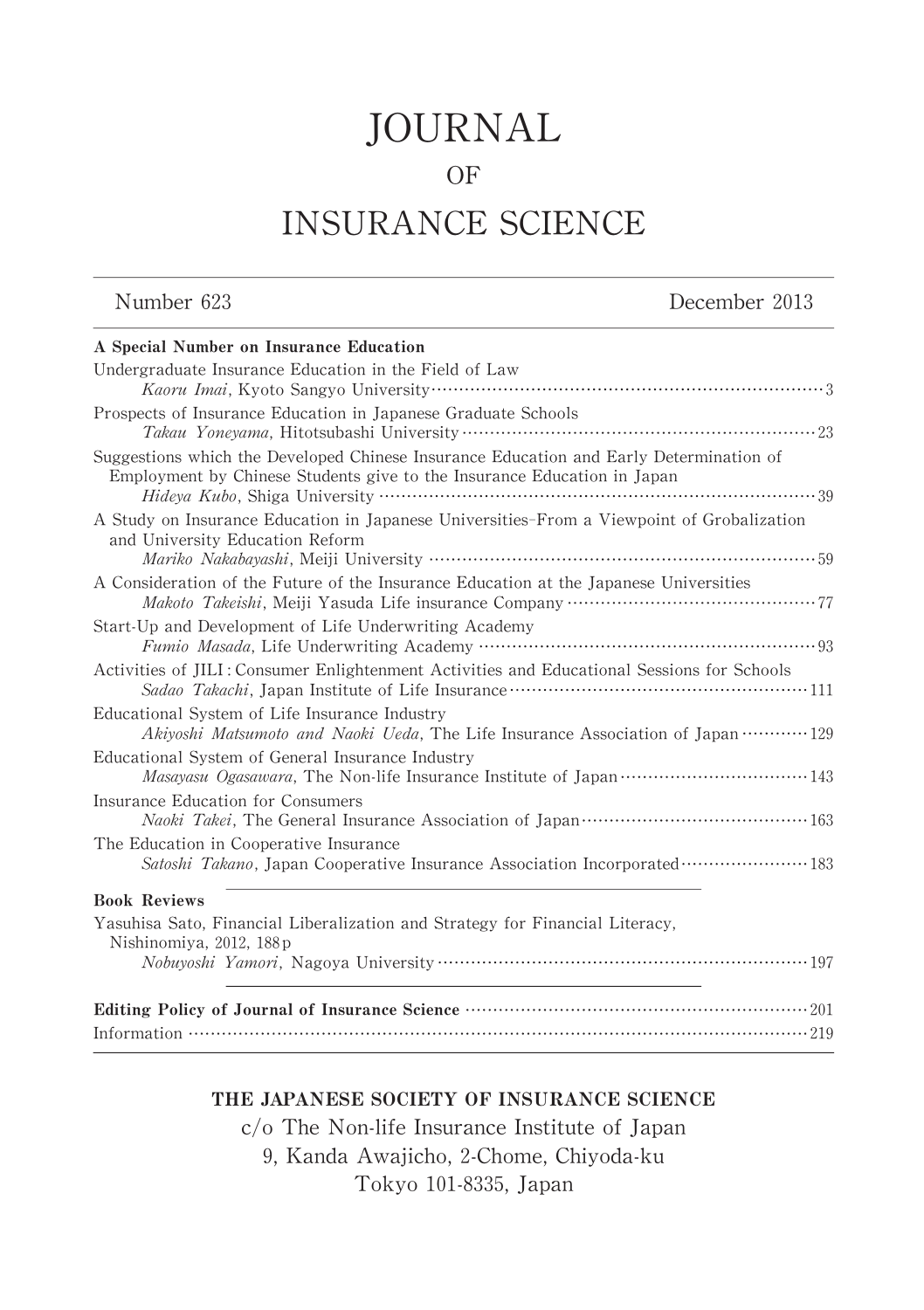# JOURNAL

OF

# INSURANCE SCIENCE

Number 623 December 2013

**A Special Number on Insurance Education**

Undergraduate Insurance Education in the Field of Law
*Kaoru Imai*, Kyoto Sangyo University ··· 3

Prospects of Insurance Education in Japanese Graduate Schools
*Takau Yoneyama*, Hitotsubashi University ··· 23

Suggestions which the Developed Chinese Insurance Education and Early Determination of Employment by Chinese Students give to the Insurance Education in Japan
*Hideya Kubo*, Shiga University ··· 39

A Study on Insurance Education in Japanese Universities–From a Viewpoint of Grobalization and University Education Reform
*Mariko Nakabayashi*, Meiji University ··· 59

A Consideration of the Future of the Insurance Education at the Japanese Universities
*Makoto Takeishi*, Meiji Yasuda Life insurance Company ··· 77

Start-Up and Development of Life Underwriting Academy
*Fumio Masada*, Life Underwriting Academy ··· 93

Activities of JILI : Consumer Enlightenment Activities and Educational Sessions for Schools
*Sadao Takachi*, Japan Institute of Life Insurance ··· 111

Educational System of Life Insurance Industry
*Akiyoshi Matsumoto and Naoki Ueda*, The Life Insurance Association of Japan ··· 129

Educational System of General Insurance Industry
*Masayasu Ogasawara*, The Non-life Insurance Institute of Japan ··· 143

Insurance Education for Consumers
*Naoki Takei*, The General Insurance Association of Japan ··· 163

The Education in Cooperative Insurance
*Satoshi Takano*, Japan Cooperative Insurance Association Incorporated ··· 183

---

**Book Reviews**

Yasuhisa Sato, Financial Liberalization and Strategy for Financial Literacy, Nishinomiya, 2012, 188 p
*Nobuyoshi Yamori*, Nagoya University ··· 197

---

**Editing Policy of Journal of Insurance Science** ··· 201

Information ··· 219

---

**THE JAPANESE SOCIETY OF INSURANCE SCIENCE**
c/o The Non-life Insurance Institute of Japan
9, Kanda Awajicho, 2-Chome, Chiyoda-ku
Tokyo 101-8335, Japan